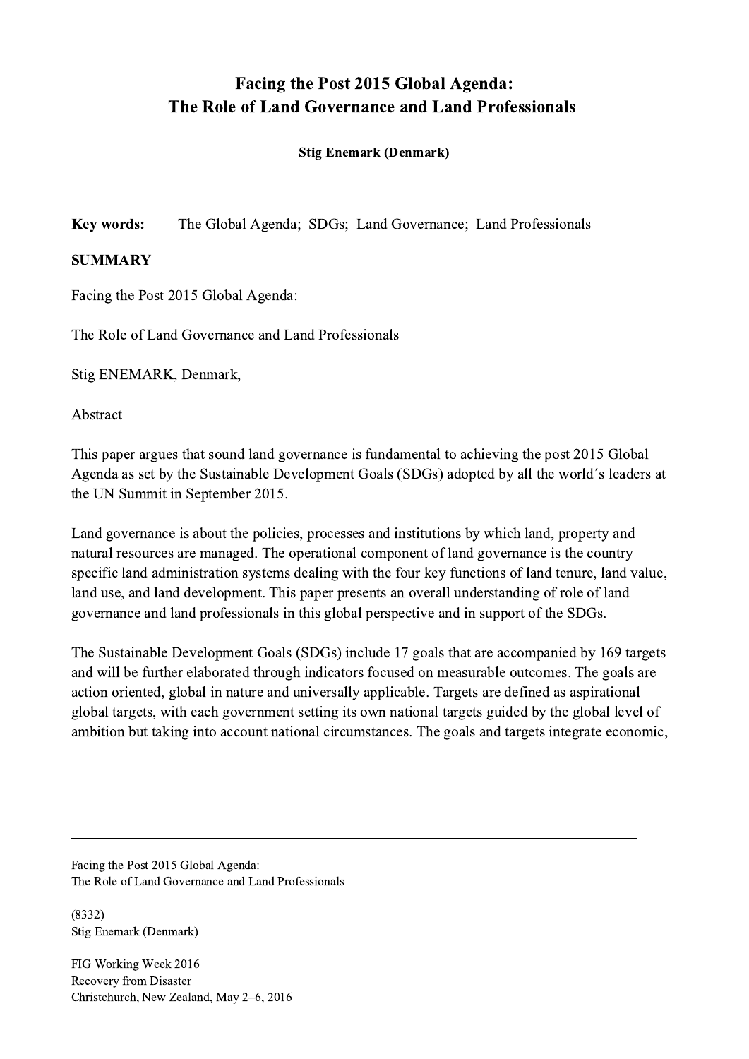# Facing the Post 2015 Global Agenda: The Role of Land Governance and Land Professionals

**Stig Enemark (Denmark)**

**Key words:** The Global Agenda; SDGs; Land Governance; Land Professionals

## SUMMARY

Facing the Post 2015 Global Agenda:

The Role of Land Governance and Land Professionals

Stig ENEMARK, Denmark,

Abstract

This paper argues that sound land governance is fundamental to achieving the post 2015 Global Agenda as set by the Sustainable Development Goals (SDGs) adopted by all the world´s leaders at the UN Summit in September 2015.

Land governance is about the policies, processes and institutions by which land, property and natural resources are managed. The operational component of land governance is the country specific land administration systems dealing with the four key functions of land tenure, land value, land use, and land development. This paper presents an overall understanding of role of land governance and land professionals in this global perspective and in support of the SDGs.

The Sustainable Development Goals (SDGs) include 17 goals that are accompanied by 169 targets and will be further elaborated through indicators focused on measurable outcomes. The goals are action oriented, global in nature and universally applicable. Targets are defined as aspirational global targets, with each government setting its own national targets guided by the global level of ambition but taking into account national circumstances. The goals and targets integrate economic,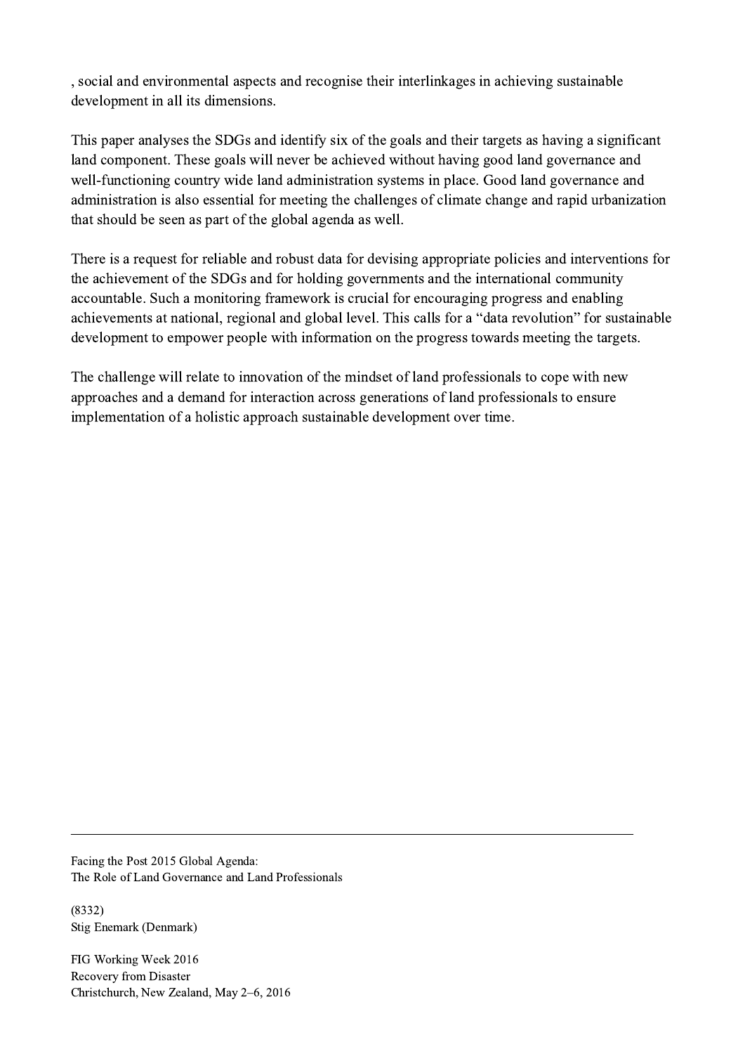, social and environmental aspects and recognise their interlinkages in achieving sustainable development in all its dimensions.

This paper analyses the SDGs and identify six of the goals and their targets as having a significant land component. These goals will never be achieved without having good land governance and well-functioning country wide land administration systems in place. Good land governance and administration is also essential for meeting the challenges of climate change and rapid urbanization that should be seen as part of the global agenda as well.

There is a request for reliable and robust data for devising appropriate policies and interventions for the achievement of the SDGs and for holding governments and the international community accountable. Such a monitoring framework is crucial for encouraging progress and enabling achievements at national, regional and global level. This calls for a "data revolution" for sustainable development to empower people with information on the progress towards meeting the targets.

The challenge will relate to innovation of the mindset of land professionals to cope with new approaches and a demand for interaction across generations of land professionals to ensure implementation of a holistic approach sustainable development over time.